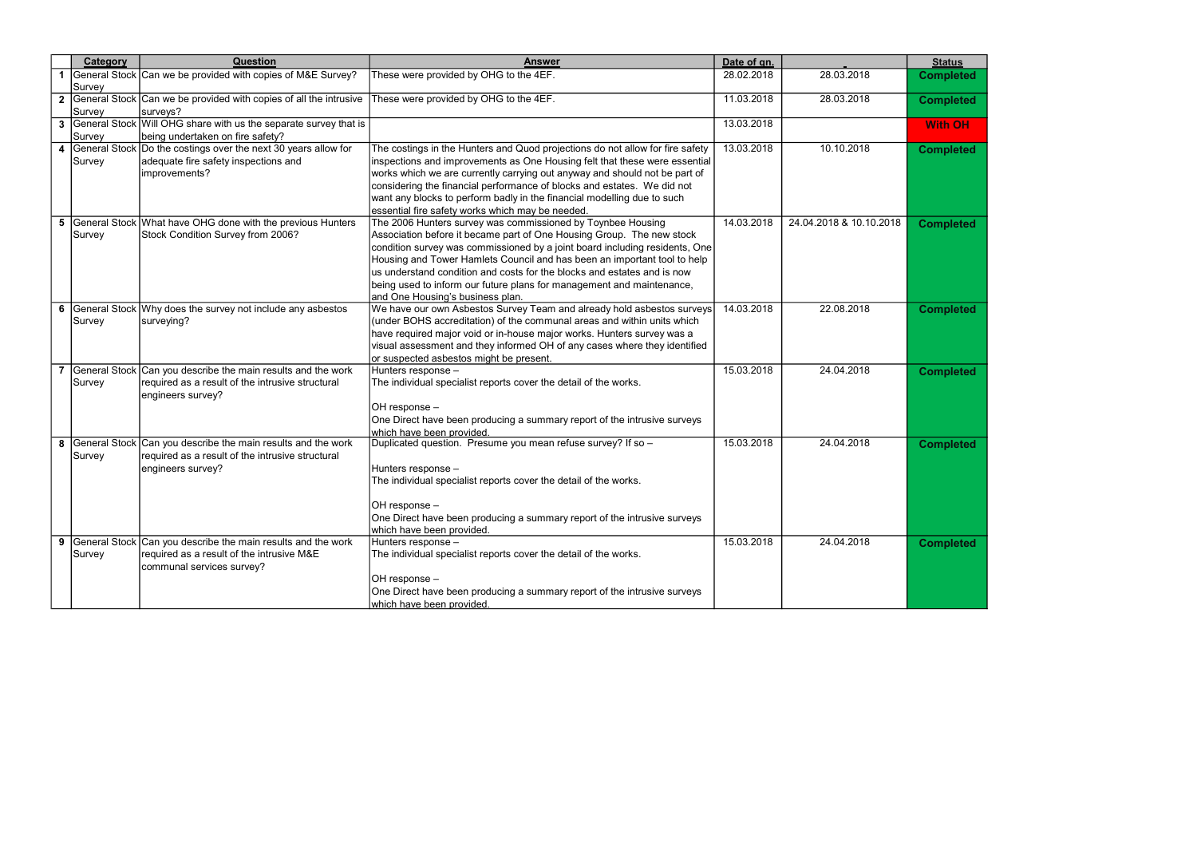| | Category | Question | Answer | Date of qn. | | Status |
|---|---|---|---|---|---|---|
| 1 | General Stock Survey | Can we be provided with copies of M&E Survey? | These were provided by OHG to the 4EF. | 28.02.2018 | 28.03.2018 | Completed |
| 2 | General Stock Survey | Can we be provided with copies of all the intrusive surveys? | These were provided by OHG to the 4EF. | 11.03.2018 | 28.03.2018 | Completed |
| 3 | General Stock Survey | Will OHG share with us the separate survey that is being undertaken on fire safety? | | 13.03.2018 | | With OH |
| 4 | General Stock Survey | Do the costings over the next 30 years allow for adequate fire safety inspections and improvements? | The costings in the Hunters and Quod projections do not allow for fire safety inspections and improvements as One Housing felt that these were essential works which we are currently carrying out anyway and should not be part of considering the financial performance of blocks and estates. We did not want any blocks to perform badly in the financial modelling due to such essential fire safety works which may be needed. | 13.03.2018 | 10.10.2018 | Completed |
| 5 | General Stock Survey | What have OHG done with the previous Hunters Stock Condition Survey from 2006? | The 2006 Hunters survey was commissioned by Toynbee Housing Association before it became part of One Housing Group. The new stock condition survey was commissioned by a joint board including residents, One Housing and Tower Hamlets Council and has been an important tool to help us understand condition and costs for the blocks and estates and is now being used to inform our future plans for management and maintenance, and One Housing's business plan. | 14.03.2018 | 24.04.2018 & 10.10.2018 | Completed |
| 6 | General Stock Survey | Why does the survey not include any asbestos surveying? | We have our own Asbestos Survey Team and already hold asbestos surveys (under BOHS accreditation) of the communal areas and within units which have required major void or in-house major works. Hunters survey was a visual assessment and they informed OH of any cases where they identified or suspected asbestos might be present. | 14.03.2018 | 22.08.2018 | Completed |
| 7 | General Stock Survey | Can you describe the main results and the work required as a result of the intrusive structural engineers survey? | Hunters response – The individual specialist reports cover the detail of the works.<br><br>OH response – One Direct have been producing a summary report of the intrusive surveys which have been provided. | 15.03.2018 | 24.04.2018 | Completed |
| 8 | General Stock Survey | Can you describe the main results and the work required as a result of the intrusive structural engineers survey? | Duplicated question. Presume you mean refuse survey? If so –<br><br>Hunters response – The individual specialist reports cover the detail of the works.<br><br>OH response – One Direct have been producing a summary report of the intrusive surveys which have been provided. | 15.03.2018 | 24.04.2018 | Completed |
| 9 | General Stock Survey | Can you describe the main results and the work required as a result of the intrusive M&E communal services survey? | Hunters response – The individual specialist reports cover the detail of the works.<br><br>OH response – One Direct have been producing a summary report of the intrusive surveys which have been provided. | 15.03.2018 | 24.04.2018 | Completed |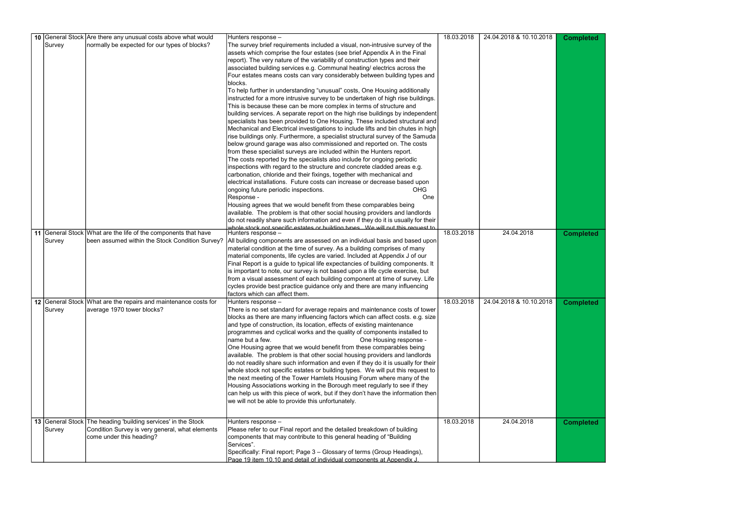| 10 | General Stock Survey | Are there any unusual costs above what would normally be expected for our types of blocks? | Hunters response – The survey brief requirements included a visual, non-intrusive survey of the assets which comprise the four estates (see brief Appendix A in the Final report). The very nature of the variability of construction types and their associated building services e.g. Communal heating/ electrics across the Four estates means costs can vary considerably between building types and blocks. To help further in understanding "unusual" costs, One Housing additionally instructed for a more intrusive survey to be undertaken of high rise buildings. This is because these can be more complex in terms of structure and building services. A separate report on the high rise buildings by independent specialists has been provided to One Housing. These included structural and Mechanical and Electrical investigations to include lifts and bin chutes in high rise buildings only. Furthermore, a specialist structural survey of the Samuda below ground garage was also commissioned and reported on. The costs from these specialist surveys are included within the Hunters report. The costs reported by the specialists also include for ongoing periodic inspections with regard to the structure and concrete cladded areas e.g. carbonation, chloride and their fixings, together with mechanical and electrical installations. Future costs can increase or decrease based upon ongoing future periodic inspections. OHG Response - One Housing agrees that we would benefit from these comparables being available. The problem is that other social housing providers and landlords do not readily share such information and even if they do it is usually for their whole stock not specific estates or building types. We will put this request to | 18.03.2018 | 24.04.2018 & 10.10.2018 | **Completed** |
|---|---|---|---|---|---|---|
| 11 | General Stock Survey | What are the life of the components that have been assumed within the Stock Condition Survey? | Hunters response – All building components are assessed on an individual basis and based upon material condition at the time of survey. As a building comprises of many material components, life cycles are varied. Included at Appendix J of our Final Report is a guide to typical life expectancies of building components. It is important to note, our survey is not based upon a life cycle exercise, but from a visual assessment of each building component at time of survey. Life cycles provide best practice guidance only and there are many influencing factors which can affect them. | 18.03.2018 | 24.04.2018 | **Completed** |
| 12 | General Stock Survey | What are the repairs and maintenance costs for average 1970 tower blocks? | Hunters response – There is no set standard for average repairs and maintenance costs of tower blocks as there are many influencing factors which can affect costs. e.g. size and type of construction, its location, effects of existing maintenance programmes and cyclical works and the quality of components installed to name but a few. One Housing response - One Housing agree that we would benefit from these comparables being available. The problem is that other social housing providers and landlords do not readily share such information and even if they do it is usually for their whole stock not specific estates or building types. We will put this request to the next meeting of the Tower Hamlets Housing Forum where many of the Housing Associations working in the Borough meet regularly to see if they can help us with this piece of work, but if they don't have the information then we will not be able to provide this unfortunately. | 18.03.2018 | 24.04.2018 & 10.10.2018 | **Completed** |
| 13 | General Stock Survey | The heading 'building services' in the Stock Condition Survey is very general, what elements come under this heading? | Hunters response – Please refer to our Final report and the detailed breakdown of building components that may contribute to this general heading of "Building Services". Specifically: Final report; Page 3 – Glossary of terms (Group Headings), Page 19 item 10.10 and detail of individual components at Appendix J. | 18.03.2018 | 24.04.2018 | **Completed** |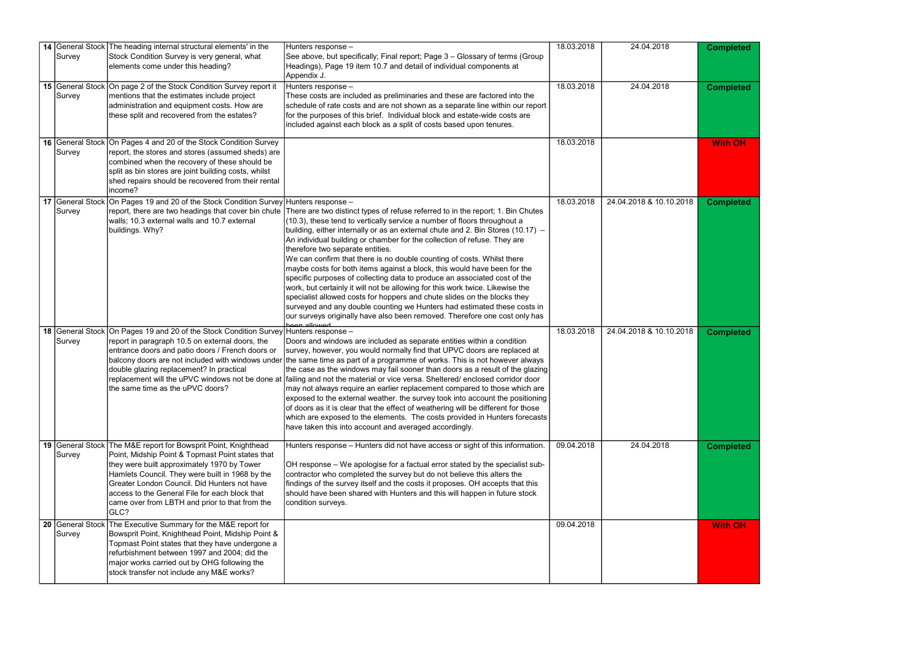| 14 | General Stock Survey | The heading internal structural elements' in the Stock Condition Survey is very general, what elements come under this heading? | Hunters response – See above, but specifically; Final report; Page 3 – Glossary of terms (Group Headings), Page 19 item 10.7 and detail of individual components at Appendix J. | 18.03.2018 | 24.04.2018 | Completed |
|---|---|---|---|---|---|---|
| 15 | General Stock Survey | On page 2 of the Stock Condition Survey report it mentions that the estimates include project administration and equipment costs. How are these split and recovered from the estates? | Hunters response – These costs are included as preliminaries and these are factored into the schedule of rate costs and are not shown as a separate line within our report for the purposes of this brief. Individual block and estate-wide costs are included against each block as a split of costs based upon tenures. | 18.03.2018 | 24.04.2018 | Completed |
| 16 | General Stock Survey | On Pages 4 and 20 of the Stock Condition Survey report, the stores and stores (assumed sheds) are combined when the recovery of these should be split as bin stores are joint building costs, whilst shed repairs should be recovered from their rental income? | | 18.03.2018 | | With OH |
| 17 | General Stock Survey | On Pages 19 and 20 of the Stock Condition Survey report, there are two headings that cover bin chute walls; 10.3 external walls and 10.7 external buildings. Why? | Hunters response – There are two distinct types of refuse referred to in the report; 1. Bin Chutes (10.3), these tend to vertically service a number of floors throughout a building, either internally or as an external chute and 2. Bin Stores (10.17) – An individual building or chamber for the collection of refuse. They are therefore two separate entities. We can confirm that there is no double counting of costs. Whilst there maybe costs for both items against a block, this would have been for the specific purposes of collecting data to produce an associated cost of the work, but certainly it will not be allowing for this work twice. Likewise the specialist allowed costs for hoppers and chute slides on the blocks they surveyed and any double counting we Hunters had estimated these costs in our surveys originally have also been removed. Therefore one cost only has been allowed. | 18.03.2018 | 24.04.2018 & 10.10.2018 | Completed |
| 18 | General Stock Survey | On Pages 19 and 20 of the Stock Condition Survey report in paragraph 10.5 on external doors, the entrance doors and patio doors / French doors or balcony doors are not included with windows under double glazing replacement? In practical replacement will the uPVC windows not be done at the same time as the uPVC doors? | Hunters response – Doors and windows are included as separate entities within a condition survey, however, you would normally find that UPVC doors are replaced at the same time as part of a programme of works. This is not however always the case as the windows may fail sooner than doors as a result of the glazing failing and not the material or vice versa. Sheltered/ enclosed corridor door may not always require an earlier replacement compared to those which are exposed to the external weather. the survey took into account the positioning of doors as it is clear that the effect of weathering will be different for those which are exposed to the elements. The costs provided in Hunters forecasts have taken this into account and averaged accordingly. | 18.03.2018 | 24.04.2018 & 10.10.2018 | Completed |
| 19 | General Stock Survey | The M&E report for Bowsprit Point, Knighthead Point, Midship Point & Topmast Point states that they were built approximately 1970 by Tower Hamlets Council. They were built in 1968 by the Greater London Council. Did Hunters not have access to the General File for each block that came over from LBTH and prior to that from the GLC? | Hunters response – Hunters did not have access or sight of this information.<br><br>OH response – We apologise for a factual error stated by the specialist sub-contractor who completed the survey but do not believe this alters the findings of the survey itself and the costs it proposes. OH accepts that this should have been shared with Hunters and this will happen in future stock condition surveys. | 09.04.2018 | 24.04.2018 | Completed |
| 20 | General Stock Survey | The Executive Summary for the M&E report for Bowsprit Point, Knighthead Point, Midship Point & Topmast Point states that they have undergone a refurbishment between 1997 and 2004; did the major works carried out by OHG following the stock transfer not include any M&E works? | | 09.04.2018 | | With OH |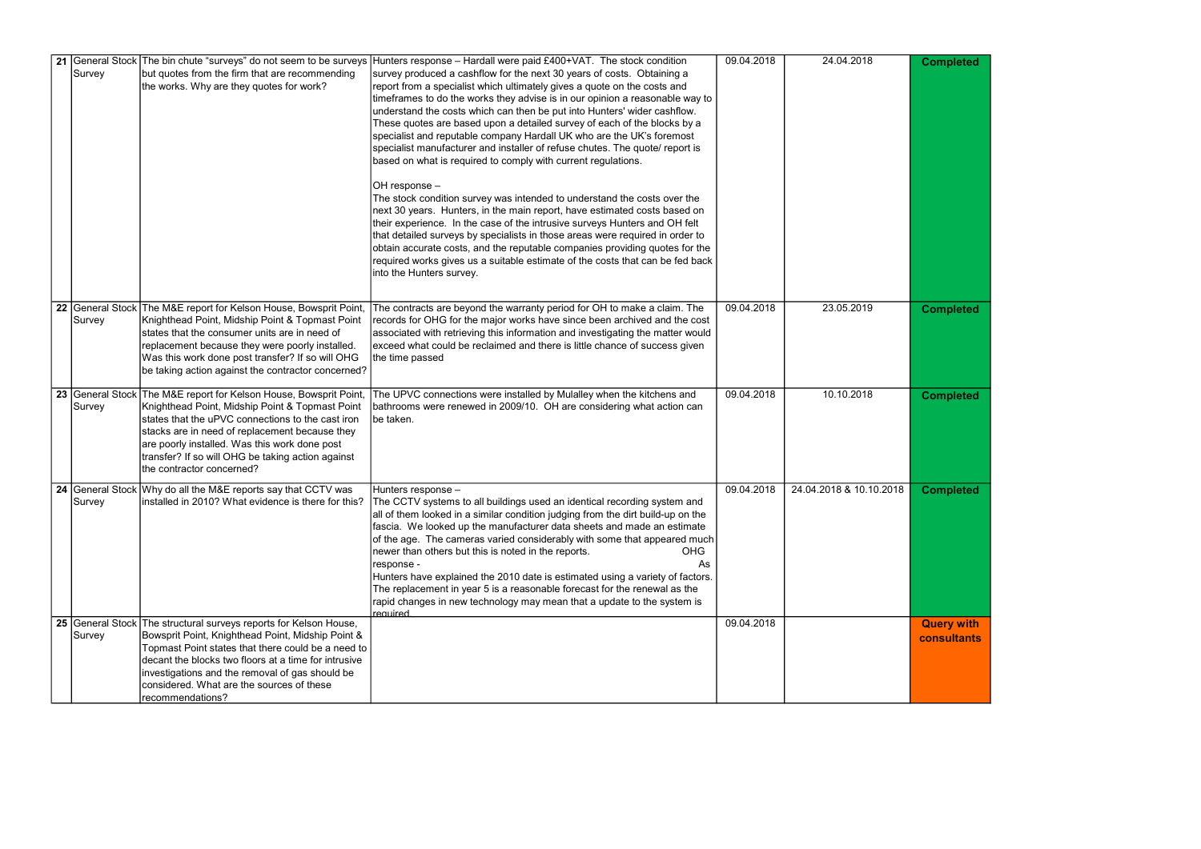| 21 | General Stock Survey | The bin chute "surveys" do not seem to be surveys but quotes from the firm that are recommending the works. Why are they quotes for work? | Hunters response – Hardall were paid £400+VAT. The stock condition survey produced a cashflow for the next 30 years of costs. Obtaining a report from a specialist which ultimately gives a quote on the costs and timeframes to do the works they advise is in our opinion a reasonable way to understand the costs which can then be put into Hunters' wider cashflow. These quotes are based upon a detailed survey of each of the blocks by a specialist and reputable company Hardall UK who are the UK's foremost specialist manufacturer and installer of refuse chutes. The quote/ report is based on what is required to comply with current regulations.<br><br>OH response –<br>The stock condition survey was intended to understand the costs over the next 30 years. Hunters, in the main report, have estimated costs based on their experience. In the case of the intrusive surveys Hunters and OH felt that detailed surveys by specialists in those areas were required in order to obtain accurate costs, and the reputable companies providing quotes for the required works gives us a suitable estimate of the costs that can be fed back into the Hunters survey. | 09.04.2018 | 24.04.2018 | **Completed** |
|---|---|---|---|---|---|---|
| 22 | General Stock Survey | The M&E report for Kelson House, Bowsprit Point, Knighthead Point, Midship Point & Topmast Point states that the consumer units are in need of replacement because they were poorly installed. Was this work done post transfer? If so will OHG be taking action against the contractor concerned? | The contracts are beyond the warranty period for OH to make a claim. The records for OHG for the major works have since been archived and the cost associated with retrieving this information and investigating the matter would exceed what could be reclaimed and there is little chance of success given the time passed | 09.04.2018 | 23.05.2019 | **Completed** |
| 23 | General Stock Survey | The M&E report for Kelson House, Bowsprit Point, Knighthead Point, Midship Point & Topmast Point states that the uPVC connections to the cast iron stacks are in need of replacement because they are poorly installed. Was this work done post transfer? If so will OHG be taking action against the contractor concerned? | The UPVC connections were installed by Mulalley when the kitchens and bathrooms were renewed in 2009/10. OH are considering what action can be taken. | 09.04.2018 | 10.10.2018 | **Completed** |
| 24 | General Stock Survey | Why do all the M&E reports say that CCTV was installed in 2010? What evidence is there for this? | Hunters response –<br>The CCTV systems to all buildings used an identical recording system and all of them looked in a similar condition judging from the dirt build-up on the fascia. We looked up the manufacturer data sheets and made an estimate of the age. The cameras varied considerably with some that appeared much newer than others but this is noted in the reports. OHG response - As Hunters have explained the 2010 date is estimated using a variety of factors. The replacement in year 5 is a reasonable forecast for the renewal as the rapid changes in new technology may mean that a update to the system is required. | 09.04.2018 | 24.04.2018 & 10.10.2018 | **Completed** |
| 25 | General Stock Survey | The structural surveys reports for Kelson House, Bowsprit Point, Knighthead Point, Midship Point & Topmast Point states that there could be a need to decant the blocks two floors at a time for intrusive investigations and the removal of gas should be considered. What are the sources of these recommendations? | | 09.04.2018 | | **Query with consultants** |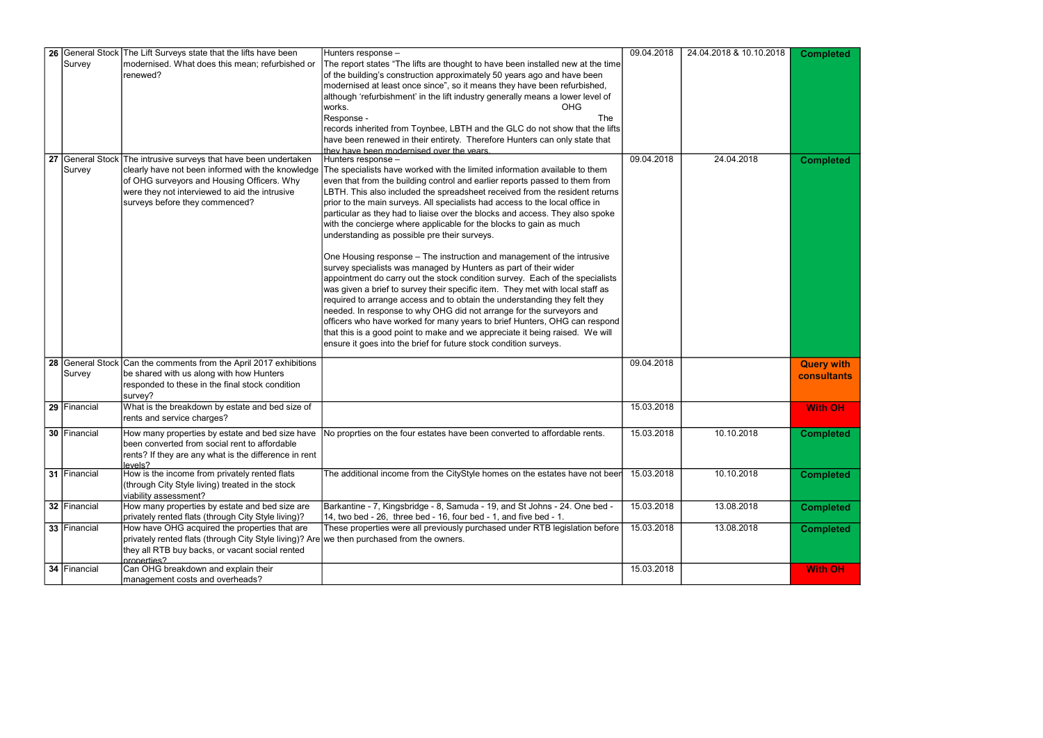| 26 | General Stock Survey | The Lift Surveys state that the lifts have been modernised. What does this mean; refurbished or renewed? | Hunters response – The report states "The lifts are thought to have been installed new at the time of the building's construction approximately 50 years ago and have been modernised at least once since", so it means they have been refurbished, although 'refurbishment' in the lift industry generally means a lower level of works. OHG Response - The records inherited from Toynbee, LBTH and the GLC do not show that the lifts have been renewed in their entirety. Therefore Hunters can only state that they have been modernised over the years. | 09.04.2018 | 24.04.2018 & 10.10.2018 | **Completed** |
|---|---|---|---|---|---|---|
| 27 | General Stock Survey | The intrusive surveys that have been undertaken clearly have not been informed with the knowledge of OHG surveyors and Housing Officers. Why were they not interviewed to aid the intrusive surveys before they commenced? | Hunters response – The specialists have worked with the limited information available to them even that from the building control and earlier reports passed to them from LBTH. This also included the spreadsheet received from the resident returns prior to the main surveys. All specialists had access to the local office in particular as they had to liaise over the blocks and access. They also spoke with the concierge where applicable for the blocks to gain as much understanding as possible pre their surveys.<br><br>One Housing response – The instruction and management of the intrusive survey specialists was managed by Hunters as part of their wider appointment do carry out the stock condition survey. Each of the specialists was given a brief to survey their specific item. They met with local staff as required to arrange access and to obtain the understanding they felt they needed. In response to why OHG did not arrange for the surveyors and officers who have worked for many years to brief Hunters, OHG can respond that this is a good point to make and we appreciate it being raised. We will ensure it goes into the brief for future stock condition surveys. | 09.04.2018 | 24.04.2018 | **Completed** |
| 28 | General Stock Survey | Can the comments from the April 2017 exhibitions be shared with us along with how Hunters responded to these in the final stock condition survey? | | 09.04.2018 | | **Query with consultants** |
| 29 | Financial | What is the breakdown by estate and bed size of rents and service charges? | | 15.03.2018 | | **With OH** |
| 30 | Financial | How many properties by estate and bed size have been converted from social rent to affordable rents? If they are any what is the difference in rent levels? | No proprties on the four estates have been converted to affordable rents. | 15.03.2018 | 10.10.2018 | **Completed** |
| 31 | Financial | How is the income from privately rented flats (through City Style living) treated in the stock viability assessment? | The additional income from the CityStyle homes on the estates have not been | 15.03.2018 | 10.10.2018 | **Completed** |
| 32 | Financial | How many properties by estate and bed size are privately rented flats (through City Style living)? | Barkantine - 7, Kingsbridge - 8, Samuda - 19, and St Johns - 24. One bed - 14, two bed - 26, three bed - 16, four bed - 1, and five bed - 1. | 15.03.2018 | 13.08.2018 | **Completed** |
| 33 | Financial | How have OHG acquired the properties that are privately rented flats (through City Style living)? Are they all RTB buy backs, or vacant social rented properties? | These properties were all previously purchased under RTB legislation before we then purchased from the owners. | 15.03.2018 | 13.08.2018 | **Completed** |
| 34 | Financial | Can OHG breakdown and explain their management costs and overheads? | | 15.03.2018 | | **With OH** |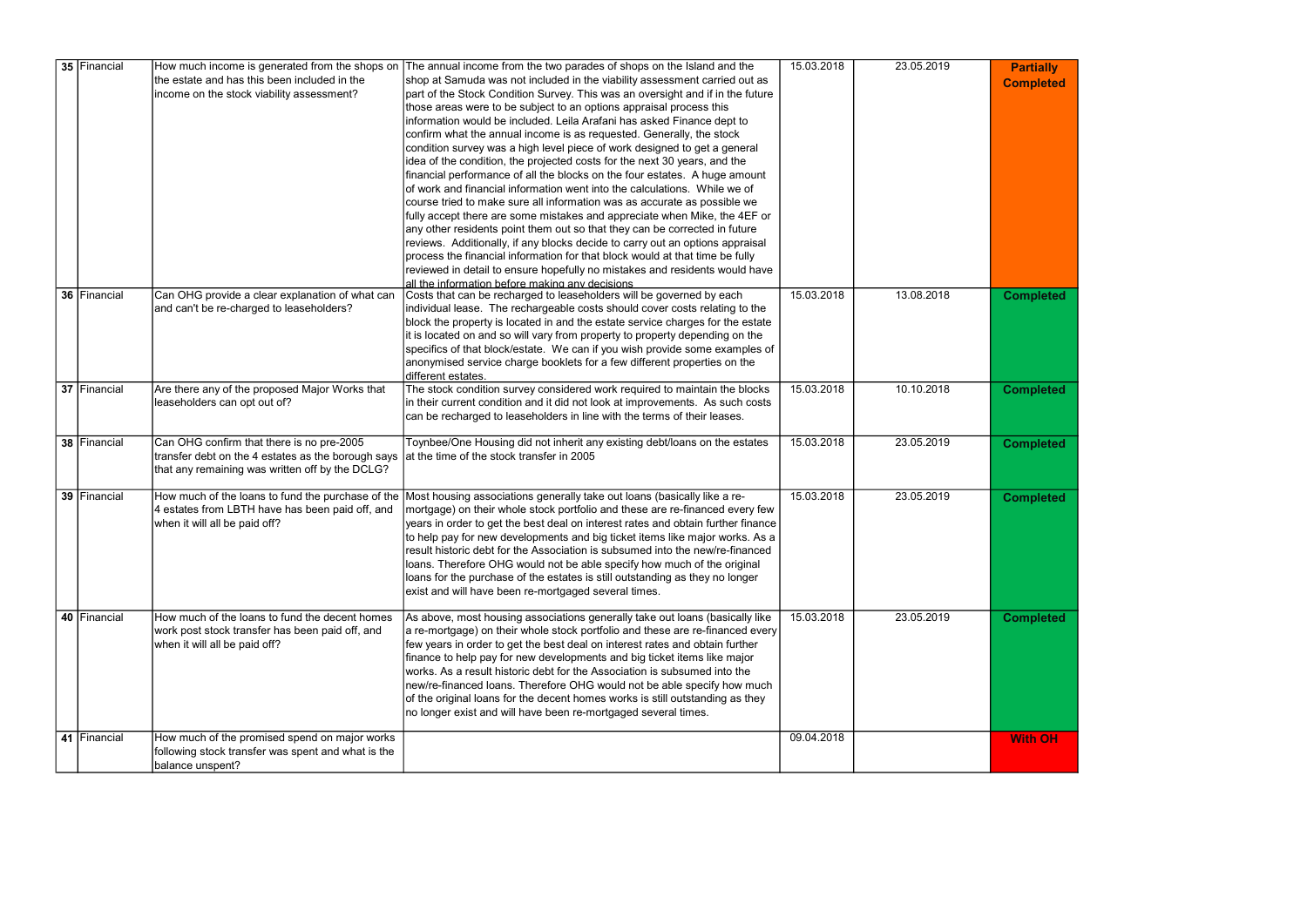| 35 | Financial | How much income is generated from the shops on the estate and has this been included in the income on the stock viability assessment? | The annual income from the two parades of shops on the Island and the shop at Samuda was not included in the viability assessment carried out as part of the Stock Condition Survey. This was an oversight and if in the future those areas were to be subject to an options appraisal process this information would be included. Leila Arafani has asked Finance dept to confirm what the annual income is as requested. Generally, the stock condition survey was a high level piece of work designed to get a general idea of the condition, the projected costs for the next 30 years, and the financial performance of all the blocks on the four estates. A huge amount of work and financial information went into the calculations. While we of course tried to make sure all information was as accurate as possible we fully accept there are some mistakes and appreciate when Mike, the 4EF or any other residents point them out so that they can be corrected in future reviews. Additionally, if any blocks decide to carry out an options appraisal process the financial information for that block would at that time be fully reviewed in detail to ensure hopefully no mistakes and residents would have all the information before making any decisions | 15.03.2018 | 23.05.2019 | Partially Completed |
|---|---|---|---|---|---|---|
| 36 | Financial | Can OHG provide a clear explanation of what can and can't be re-charged to leaseholders? | Costs that can be recharged to leaseholders will be governed by each individual lease. The rechargeable costs should cover costs relating to the block the property is located in and the estate service charges for the estate it is located on and so will vary from property to property depending on the specifics of that block/estate. We can if you wish provide some examples of anonymised service charge booklets for a few different properties on the different estates. | 15.03.2018 | 13.08.2018 | Completed |
| 37 | Financial | Are there any of the proposed Major Works that leaseholders can opt out of? | The stock condition survey considered work required to maintain the blocks in their current condition and it did not look at improvements. As such costs can be recharged to leaseholders in line with the terms of their leases. | 15.03.2018 | 10.10.2018 | Completed |
| 38 | Financial | Can OHG confirm that there is no pre-2005 transfer debt on the 4 estates as the borough says that any remaining was written off by the DCLG? | Toynbee/One Housing did not inherit any existing debt/loans on the estates at the time of the stock transfer in 2005 | 15.03.2018 | 23.05.2019 | Completed |
| 39 | Financial | How much of the loans to fund the purchase of the 4 estates from LBTH have has been paid off, and when it will all be paid off? | Most housing associations generally take out loans (basically like a re-mortgage) on their whole stock portfolio and these are re-financed every few years in order to get the best deal on interest rates and obtain further finance to help pay for new developments and big ticket items like major works. As a result historic debt for the Association is subsumed into the new/re-financed loans. Therefore OHG would not be able specify how much of the original loans for the purchase of the estates is still outstanding as they no longer exist and will have been re-mortgaged several times. | 15.03.2018 | 23.05.2019 | Completed |
| 40 | Financial | How much of the loans to fund the decent homes work post stock transfer has been paid off, and when it will all be paid off? | As above, most housing associations generally take out loans (basically like a re-mortgage) on their whole stock portfolio and these are re-financed every few years in order to get the best deal on interest rates and obtain further finance to help pay for new developments and big ticket items like major works. As a result historic debt for the Association is subsumed into the new/re-financed loans. Therefore OHG would not be able specify how much of the original loans for the decent homes works is still outstanding as they no longer exist and will have been re-mortgaged several times. | 15.03.2018 | 23.05.2019 | Completed |
| 41 | Financial | How much of the promised spend on major works following stock transfer was spent and what is the balance unspent? | | 09.04.2018 | | With OH |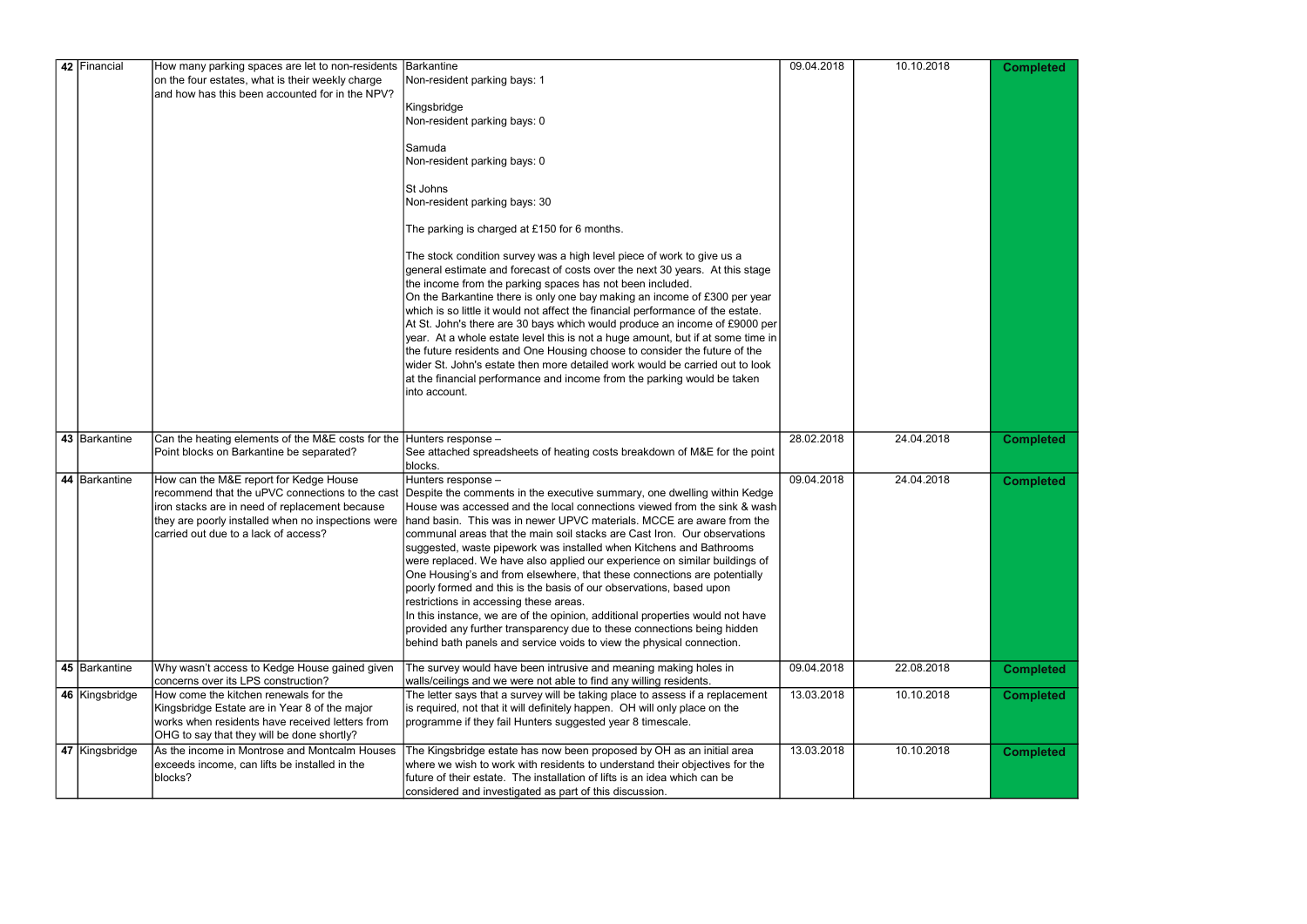| 42 | Financial | How many parking spaces are let to non-residents on the four estates, what is their weekly charge and how has this been accounted for in the NPV? | Barkantine<br>Non-resident parking bays: 1<br><br>Kingsbridge<br>Non-resident parking bays: 0<br><br>Samuda<br>Non-resident parking bays: 0<br><br>St Johns<br>Non-resident parking bays: 30<br><br>The parking is charged at £150 for 6 months.<br><br>The stock condition survey was a high level piece of work to give us a general estimate and forecast of costs over the next 30 years. At this stage the income from the parking spaces has not been included.<br>On the Barkantine there is only one bay making an income of £300 per year which is so little it would not affect the financial performance of the estate. At St. John's there are 30 bays which would produce an income of £9000 per year. At a whole estate level this is not a huge amount, but if at some time in the future residents and One Housing choose to consider the future of the wider St. John's estate then more detailed work would be carried out to look at the financial performance and income from the parking would be taken into account. | 09.04.2018 | 10.10.2018 | **Completed** |
|---|---|---|---|---|---|---|
| 43 | Barkantine | Can the heating elements of the M&E costs for the Point blocks on Barkantine be separated? | Hunters response –<br>See attached spreadsheets of heating costs breakdown of M&E for the point blocks. | 28.02.2018 | 24.04.2018 | **Completed** |
| 44 | Barkantine | How can the M&E report for Kedge House recommend that the uPVC connections to the cast iron stacks are in need of replacement because they are poorly installed when no inspections were carried out due to a lack of access? | Hunters response –<br>Despite the comments in the executive summary, one dwelling within Kedge House was accessed and the local connections viewed from the sink & wash hand basin. This was in newer UPVC materials. MCCE are aware from the communal areas that the main soil stacks are Cast Iron. Our observations suggested, waste pipework was installed when Kitchens and Bathrooms were replaced. We have also applied our experience on similar buildings of One Housing's and from elsewhere, that these connections are potentially poorly formed and this is the basis of our observations, based upon restrictions in accessing these areas.<br>In this instance, we are of the opinion, additional properties would not have provided any further transparency due to these connections being hidden behind bath panels and service voids to view the physical connection. | 09.04.2018 | 24.04.2018 | **Completed** |
| 45 | Barkantine | Why wasn't access to Kedge House gained given concerns over its LPS construction? | The survey would have been intrusive and meaning making holes in walls/ceilings and we were not able to find any willing residents. | 09.04.2018 | 22.08.2018 | **Completed** |
| 46 | Kingsbridge | How come the kitchen renewals for the Kingsbridge Estate are in Year 8 of the major works when residents have received letters from OHG to say that they will be done shortly? | The letter says that a survey will be taking place to assess if a replacement is required, not that it will definitely happen. OH will only place on the programme if they fail Hunters suggested year 8 timescale. | 13.03.2018 | 10.10.2018 | **Completed** |
| 47 | Kingsbridge | As the income in Montrose and Montcalm Houses exceeds income, can lifts be installed in the blocks? | The Kingsbridge estate has now been proposed by OH as an initial area where we wish to work with residents to understand their objectives for the future of their estate. The installation of lifts is an idea which can be considered and investigated as part of this discussion. | 13.03.2018 | 10.10.2018 | **Completed** |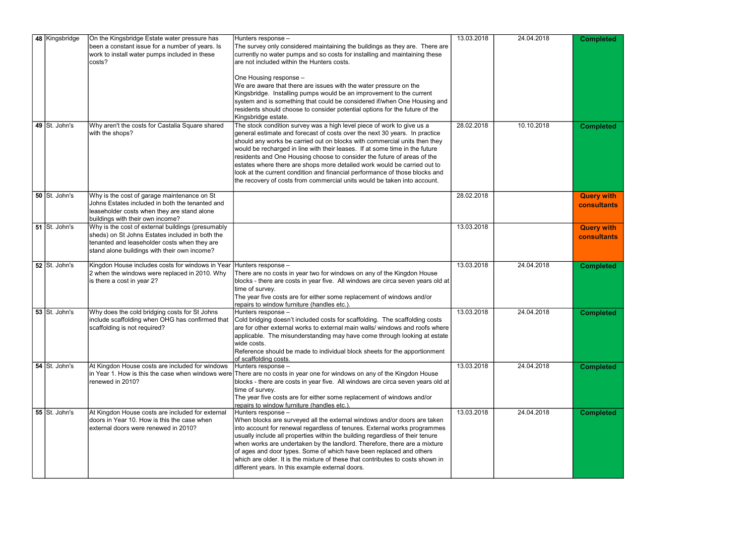| 48 | Kingsbridge | On the Kingsbridge Estate water pressure has been a constant issue for a number of years. Is work to install water pumps included in these costs? | Hunters response –<br>The survey only considered maintaining the buildings as they are. There are currently no water pumps and so costs for installing and maintaining these are not included within the Hunters costs.<br><br>One Housing response –<br>We are aware that there are issues with the water pressure on the Kingsbridge. Installing pumps would be an improvement to the current system and is something that could be considered if/when One Housing and residents should choose to consider potential options for the future of the Kingsbridge estate. | 13.03.2018 | 24.04.2018 | **Completed** |
|---|---|---|---|---|---|---|
| 49 | St. John's | Why aren't the costs for Castalia Square shared with the shops? | The stock condition survey was a high level piece of work to give us a general estimate and forecast of costs over the next 30 years. In practice should any works be carried out on blocks with commercial units then they would be recharged in line with their leases. If at some time in the future residents and One Housing choose to consider the future of areas of the estates where there are shops more detailed work would be carried out to look at the current condition and financial performance of those blocks and the recovery of costs from commercial units would be taken into account. | 28.02.2018 | 10.10.2018 | **Completed** |
| 50 | St. John's | Why is the cost of garage maintenance on St Johns Estates included in both the tenanted and leaseholder costs when they are stand alone buildings with their own income? | | 28.02.2018 | | **Query with consultants** |
| 51 | St. John's | Why is the cost of external buildings (presumably sheds) on St Johns Estates included in both the tenanted and leaseholder costs when they are stand alone buildings with their own income? | | 13.03.2018 | | **Query with consultants** |
| 52 | St. John's | Kingdon House includes costs for windows in Year 2 when the windows were replaced in 2010. Why is there a cost in year 2? | Hunters response –<br>There are no costs in year two for windows on any of the Kingdon House blocks - there are costs in year five. All windows are circa seven years old at time of survey.<br>The year five costs are for either some replacement of windows and/or repairs to window furniture (handles etc.). | 13.03.2018 | 24.04.2018 | **Completed** |
| 53 | St. John's | Why does the cold bridging costs for St Johns include scaffolding when OHG has confirmed that scaffolding is not required? | Hunters response –<br>Cold bridging doesn't included costs for scaffolding. The scaffolding costs are for other external works to external main walls/ windows and roofs where applicable. The misunderstanding may have come through looking at estate wide costs.<br>Reference should be made to individual block sheets for the apportionment of scaffolding costs. | 13.03.2018 | 24.04.2018 | **Completed** |
| 54 | St. John's | At Kingdon House costs are included for windows in Year 1. How is this the case when windows were renewed in 2010? | Hunters response –<br>There are no costs in year one for windows on any of the Kingdon House blocks - there are costs in year five. All windows are circa seven years old at time of survey.<br>The year five costs are for either some replacement of windows and/or repairs to window furniture (handles etc.). | 13.03.2018 | 24.04.2018 | **Completed** |
| 55 | St. John's | At Kingdon House costs are included for external doors in Year 10. How is this the case when external doors were renewed in 2010? | Hunters response –<br>When blocks are surveyed all the external windows and/or doors are taken into account for renewal regardless of tenures. External works programmes usually include all properties within the building regardless of their tenure when works are undertaken by the landlord. Therefore, there are a mixture of ages and door types. Some of which have been replaced and others which are older. It is the mixture of these that contributes to costs shown in different years. In this example external doors. | 13.03.2018 | 24.04.2018 | **Completed** |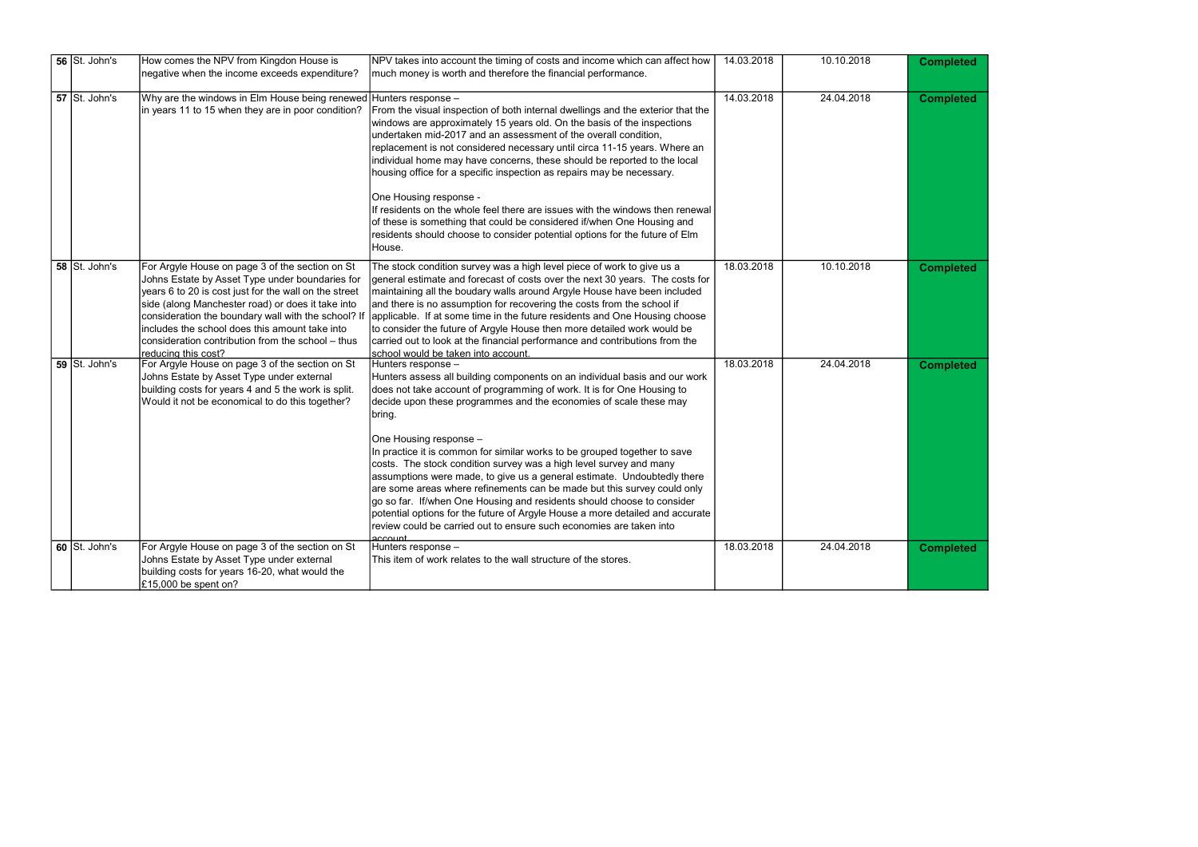| 56 | St. John's | How comes the NPV from Kingdon House is negative when the income exceeds expenditure? | NPV takes into account the timing of costs and income which can affect how much money is worth and therefore the financial performance. | 14.03.2018 | 10.10.2018 | Completed |
|---|---|---|---|---|---|---|
| 57 | St. John's | Why are the windows in Elm House being renewed in years 11 to 15 when they are in poor condition? | Hunters response – From the visual inspection of both internal dwellings and the exterior that the windows are approximately 15 years old. On the basis of the inspections undertaken mid-2017 and an assessment of the overall condition, replacement is not considered necessary until circa 11-15 years. Where an individual home may have concerns, these should be reported to the local housing office for a specific inspection as repairs may be necessary.<br><br>One Housing response - If residents on the whole feel there are issues with the windows then renewal of these is something that could be considered if/when One Housing and residents should choose to consider potential options for the future of Elm House. | 14.03.2018 | 24.04.2018 | Completed |
| 58 | St. John's | For Argyle House on page 3 of the section on St Johns Estate by Asset Type under boundaries for years 6 to 20 is cost just for the wall on the street side (along Manchester road) or does it take into consideration the boundary wall with the school? If includes the school does this amount take into consideration contribution from the school – thus reducing this cost? | The stock condition survey was a high level piece of work to give us a general estimate and forecast of costs over the next 30 years. The costs for maintaining all the boudary walls around Argyle House have been included and there is no assumption for recovering the costs from the school if applicable. If at some time in the future residents and One Housing choose to consider the future of Argyle House then more detailed work would be carried out to look at the financial performance and contributions from the school would be taken into account. | 18.03.2018 | 10.10.2018 | Completed |
| 59 | St. John's | For Argyle House on page 3 of the section on St Johns Estate by Asset Type under external building costs for years 4 and 5 the work is split. Would it not be economical to do this together? | Hunters response – Hunters assess all building components on an individual basis and our work does not take account of programming of work. It is for One Housing to decide upon these programmes and the economies of scale these may bring.<br><br>One Housing response – In practice it is common for similar works to be grouped together to save costs. The stock condition survey was a high level survey and many assumptions were made, to give us a general estimate. Undoubtedly there are some areas where refinements can be made but this survey could only go so far. If/when One Housing and residents should choose to consider potential options for the future of Argyle House a more detailed and accurate review could be carried out to ensure such economies are taken into account. | 18.03.2018 | 24.04.2018 | Completed |
| 60 | St. John's | For Argyle House on page 3 of the section on St Johns Estate by Asset Type under external building costs for years 16-20, what would the £15,000 be spent on? | Hunters response – This item of work relates to the wall structure of the stores. | 18.03.2018 | 24.04.2018 | Completed |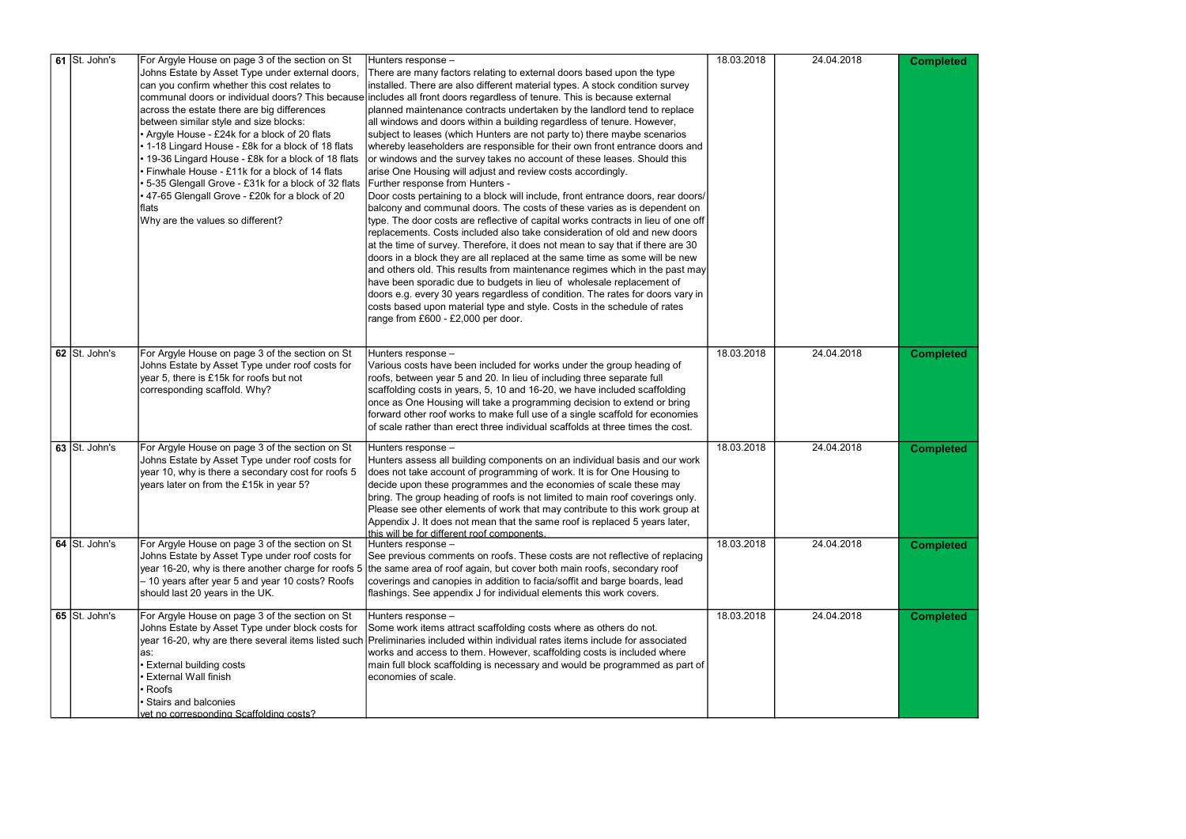| | | | | | | |
|---|---|---|---|---|---|---|
| 61 | St. John's | For Argyle House on page 3 of the section on St Johns Estate by Asset Type under external doors, can you confirm whether this cost relates to communal doors or individual doors? This because across the estate there are big differences between similar style and size blocks:<br>• Argyle House - £24k for a block of 20 flats<br>• 1-18 Lingard House - £8k for a block of 18 flats<br>• 19-36 Lingard House - £8k for a block of 18 flats<br>• Finwhale House - £11k for a block of 14 flats<br>• 5-35 Glengall Grove - £31k for a block of 32 flats<br>• 47-65 Glengall Grove - £20k for a block of 20 flats<br>Why are the values so different? | Hunters response –<br>There are many factors relating to external doors based upon the type installed. There are also different material types. A stock condition survey includes all front doors regardless of tenure. This is because external planned maintenance contracts undertaken by the landlord tend to replace all windows and doors within a building regardless of tenure. However, subject to leases (which Hunters are not party to) there maybe scenarios whereby leaseholders are responsible for their own front entrance doors and or windows and the survey takes no account of these leases. Should this arise One Housing will adjust and review costs accordingly.<br>Further response from Hunters -<br>Door costs pertaining to a block will include, front entrance doors, rear doors/ balcony and communal doors. The costs of these varies as is dependent on type. The door costs are reflective of capital works contracts in lieu of one off replacements. Costs included also take consideration of old and new doors at the time of survey. Therefore, it does not mean to say that if there are 30 doors in a block they are all replaced at the same time as some will be new and others old. This results from maintenance regimes which in the past may have been sporadic due to budgets in lieu of wholesale replacement of doors e.g. every 30 years regardless of condition. The rates for doors vary in costs based upon material type and style. Costs in the schedule of rates range from £600 - £2,000 per door. | 18.03.2018 | 24.04.2018 | **Completed** |
| 62 | St. John's | For Argyle House on page 3 of the section on St Johns Estate by Asset Type under roof costs for year 5, there is £15k for roofs but not corresponding scaffold. Why? | Hunters response –<br>Various costs have been included for works under the group heading of roofs, between year 5 and 20. In lieu of including three separate full scaffolding costs in years, 5, 10 and 16-20, we have included scaffolding once as One Housing will take a programming decision to extend or bring forward other roof works to make full use of a single scaffold for economies of scale rather than erect three individual scaffolds at three times the cost. | 18.03.2018 | 24.04.2018 | **Completed** |
| 63 | St. John's | For Argyle House on page 3 of the section on St Johns Estate by Asset Type under roof costs for year 10, why is there a secondary cost for roofs 5 years later on from the £15k in year 5? | Hunters response –<br>Hunters assess all building components on an individual basis and our work does not take account of programming of work. It is for One Housing to decide upon these programmes and the economies of scale these may bring. The group heading of roofs is not limited to main roof coverings only. Please see other elements of work that may contribute to this work group at Appendix J. It does not mean that the same roof is replaced 5 years later, this will be for different roof components. | 18.03.2018 | 24.04.2018 | **Completed** |
| 64 | St. John's | For Argyle House on page 3 of the section on St Johns Estate by Asset Type under roof costs for year 16-20, why is there another charge for roofs 5 – 10 years after year 5 and year 10 costs? Roofs should last 20 years in the UK. | Hunters response –<br>See previous comments on roofs. These costs are not reflective of replacing the same area of roof again, but cover both main roofs, secondary roof coverings and canopies in addition to facia/soffit and barge boards, lead flashings. See appendix J for individual elements this work covers. | 18.03.2018 | 24.04.2018 | **Completed** |
| 65 | St. John's | For Argyle House on page 3 of the section on St Johns Estate by Asset Type under block costs for year 16-20, why are there several items listed such as:<br>• External building costs<br>• External Wall finish<br>• Roofs<br>• Stairs and balconies<br>yet no corresponding Scaffolding costs? | Hunters response –<br>Some work items attract scaffolding costs where as others do not. Preliminaries included within individual rates items include for associated works and access to them. However, scaffolding costs is included where main full block scaffolding is necessary and would be programmed as part of economies of scale. | 18.03.2018 | 24.04.2018 | **Completed** |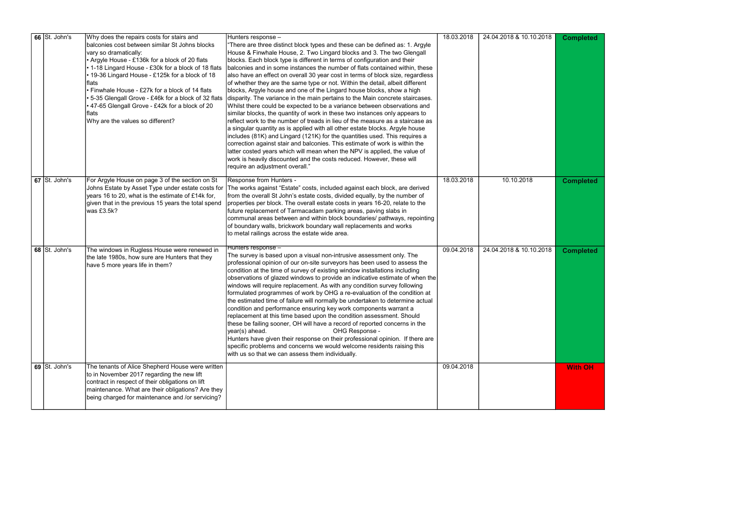| 66 | St. John's | Why does the repairs costs for stairs and balconies cost between similar St Johns blocks vary so dramatically:<br>• Argyle House - £136k for a block of 20 flats<br>• 1-18 Lingard House - £30k for a block of 18 flats<br>• 19-36 Lingard House - £125k for a block of 18 flats<br>• Finwhale House - £27k for a block of 14 flats<br>• 5-35 Glengall Grove - £46k for a block of 32 flats<br>• 47-65 Glengall Grove - £42k for a block of 20 flats<br>Why are the values so different? | Hunters response –<br>"There are three distinct block types and these can be defined as: 1. Argyle House & Finwhale House, 2. Two Lingard blocks and 3. The two Glengall blocks. Each block type is different in terms of configuration and their balconies and in some instances the number of flats contained within, these also have an effect on overall 30 year cost in terms of block size, regardless of whether they are the same type or not. Within the detail, albeit different blocks, Argyle house and one of the Lingard house blocks, show a high disparity. The variance in the main pertains to the Main concrete staircases. Whilst there could be expected to be a variance between observations and similar blocks, the quantity of work in these two instances only appears to reflect work to the number of treads in lieu of the measure as a staircase as a singular quantity as is applied with all other estate blocks. Argyle house includes (81K) and Lingard (121K) for the quantities used. This requires a correction against stair and balconies. This estimate of work is within the latter costed years which will mean when the NPV is applied, the value of work is heavily discounted and the costs reduced. However, these will require an adjustment overall." | 18.03.2018 | 24.04.2018 & 10.10.2018 | Completed |
|---|---|---|---|---|---|---|
| 67 | St. John's | For Argyle House on page 3 of the section on St Johns Estate by Asset Type under estate costs for years 16 to 20, what is the estimate of £14k for, given that in the previous 15 years the total spend was £3.5k? | Response from Hunters -<br>The works against "Estate" costs, included against each block, are derived from the overall St John's estate costs, divided equally, by the number of properties per block. The overall estate costs in years 16-20, relate to the future replacement of Tarmacadam parking areas, paving slabs in communal areas between and within block boundaries/ pathways, repointing of boundary walls, brickwork boundary wall replacements and works to metal railings across the estate wide area. | 18.03.2018 | 10.10.2018 | Completed |
| 68 | St. John's | The windows in Rugless House were renewed in the late 1980s, how sure are Hunters that they have 5 more years life in them? | Hunters response –<br>The survey is based upon a visual non-intrusive assessment only. The professional opinion of our on-site surveyors has been used to assess the condition at the time of survey of existing window installations including observations of glazed windows to provide an indicative estimate of when the windows will require replacement. As with any condition survey following formulated programmes of work by OHG a re-evaluation of the condition at the estimated time of failure will normally be undertaken to determine actual condition and performance ensuring key work components warrant a replacement at this time based upon the condition assessment. Should these be failing sooner, OH will have a record of reported concerns in the year(s) ahead.<br>OHG Response -<br>Hunters have given their response on their professional opinion. If there are specific problems and concerns we would welcome residents raising this with us so that we can assess them individually. | 09.04.2018 | 24.04.2018 & 10.10.2018 | Completed |
| 69 | St. John's | The tenants of Alice Shepherd House were written to in November 2017 regarding the new lift contract in respect of their obligations on lift maintenance. What are their obligations? Are they being charged for maintenance and /or servicing? | | 09.04.2018 | | With OH |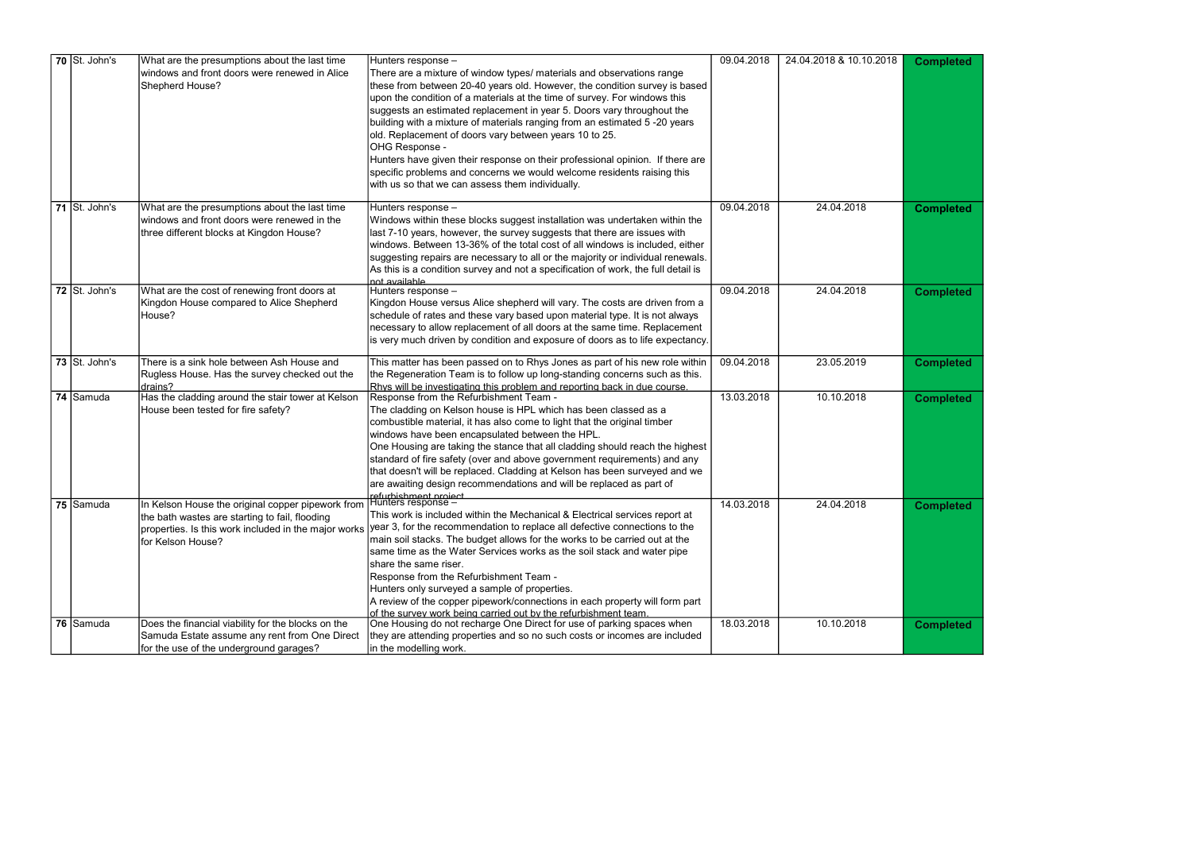| 70 | St. John's | What are the presumptions about the last time windows and front doors were renewed in Alice Shepherd House? | Hunters response – There are a mixture of window types/ materials and observations range these from between 20-40 years old. However, the condition survey is based upon the condition of a materials at the time of survey. For windows this suggests an estimated replacement in year 5. Doors vary throughout the building with a mixture of materials ranging from an estimated 5 -20 years old. Replacement of doors vary between years 10 to 25. OHG Response - Hunters have given their response on their professional opinion. If there are specific problems and concerns we would welcome residents raising this with us so that we can assess them individually. | 09.04.2018 | 24.04.2018 & 10.10.2018 | Completed |
|---|---|---|---|---|---|---|
| 71 | St. John's | What are the presumptions about the last time windows and front doors were renewed in the three different blocks at Kingdon House? | Hunters response – Windows within these blocks suggest installation was undertaken within the last 7-10 years, however, the survey suggests that there are issues with windows. Between 13-36% of the total cost of all windows is included, either suggesting repairs are necessary to all or the majority or individual renewals. As this is a condition survey and not a specification of work, the full detail is not available | 09.04.2018 | 24.04.2018 | Completed |
| 72 | St. John's | What are the cost of renewing front doors at Kingdon House compared to Alice Shepherd House? | Hunters response – Kingdon House versus Alice shepherd will vary. The costs are driven from a schedule of rates and these vary based upon material type. It is not always necessary to allow replacement of all doors at the same time. Replacement is very much driven by condition and exposure of doors as to life expectancy. | 09.04.2018 | 24.04.2018 | Completed |
| 73 | St. John's | There is a sink hole between Ash House and Rugless House. Has the survey checked out the drains? | This matter has been passed on to Rhys Jones as part of his new role within the Regeneration Team is to follow up long-standing concerns such as this. Rhys will be investigating this problem and reporting back in due course. | 09.04.2018 | 23.05.2019 | Completed |
| 74 | Samuda | Has the cladding around the stair tower at Kelson House been tested for fire safety? | Response from the Refurbishment Team - The cladding on Kelson house is HPL which has been classed as a combustible material, it has also come to light that the original timber windows have been encapsulated between the HPL. One Housing are taking the stance that all cladding should reach the highest standard of fire safety (over and above government requirements) and any that doesn't will be replaced. Cladding at Kelson has been surveyed and we are awaiting design recommendations and will be replaced as part of refurbishment project. | 13.03.2018 | 10.10.2018 | Completed |
| 75 | Samuda | In Kelson House the original copper pipework from the bath wastes are starting to fail, flooding properties. Is this work included in the major works for Kelson House? | Hunters response – This work is included within the Mechanical & Electrical services report at year 3, for the recommendation to replace all defective connections to the main soil stacks. The budget allows for the works to be carried out at the same time as the Water Services works as the soil stack and water pipe share the same riser. Response from the Refurbishment Team - Hunters only surveyed a sample of properties. A review of the copper pipework/connections in each property will form part of the survey work being carried out by the refurbishment team. | 14.03.2018 | 24.04.2018 | Completed |
| 76 | Samuda | Does the financial viability for the blocks on the Samuda Estate assume any rent from One Direct for the use of the underground garages? | One Housing do not recharge One Direct for use of parking spaces when they are attending properties and so no such costs or incomes are included in the modelling work. | 18.03.2018 | 10.10.2018 | Completed |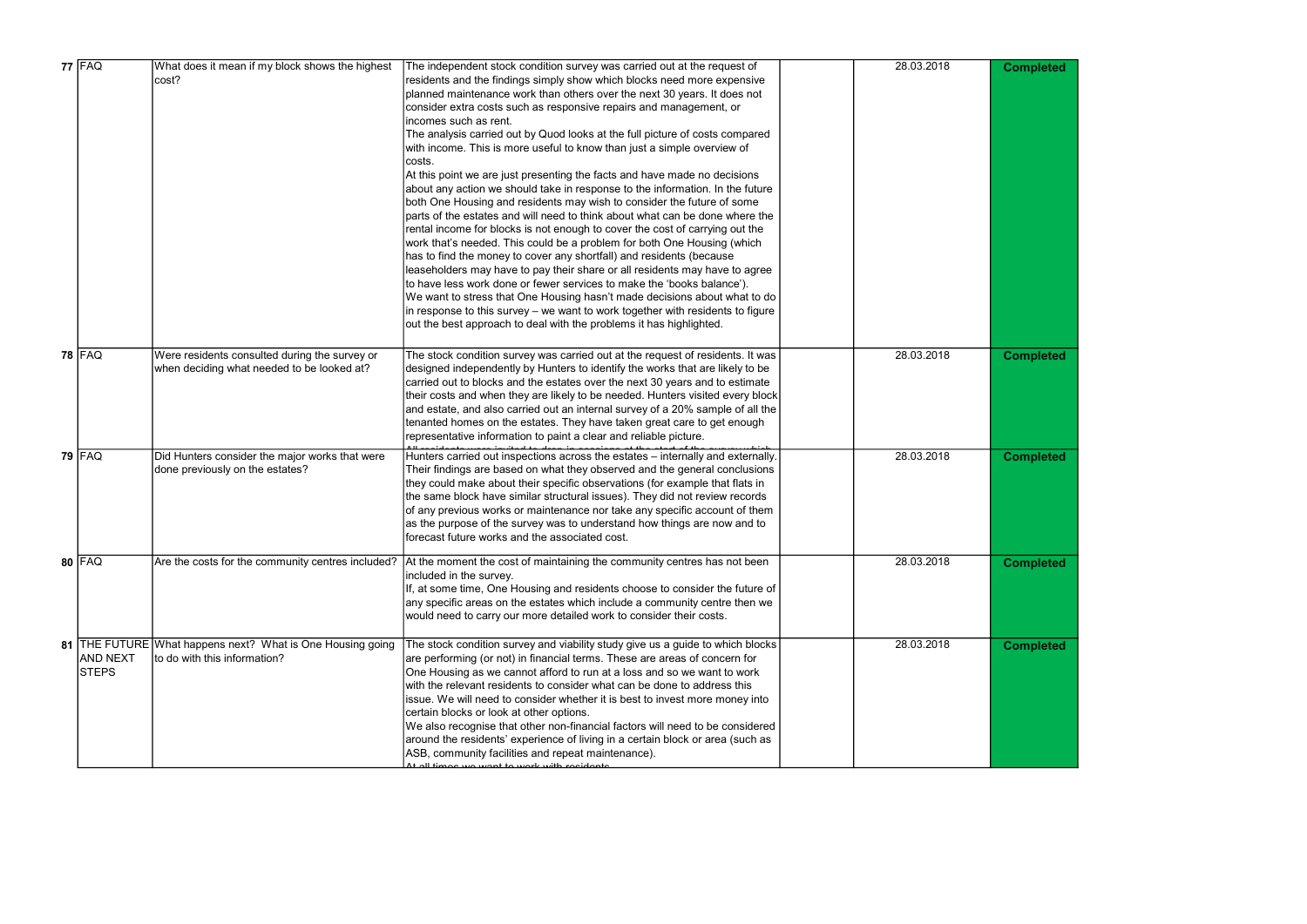| 77 | FAQ | What does it mean if my block shows the highest cost? | The independent stock condition survey was carried out at the request of residents and the findings simply show which blocks need more expensive planned maintenance work than others over the next 30 years. It does not consider extra costs such as responsive repairs and management, or incomes such as rent.<br>The analysis carried out by Quod looks at the full picture of costs compared with income. This is more useful to know than just a simple overview of costs.<br>At this point we are just presenting the facts and have made no decisions about any action we should take in response to the information. In the future both One Housing and residents may wish to consider the future of some parts of the estates and will need to think about what can be done where the rental income for blocks is not enough to cover the cost of carrying out the work that's needed. This could be a problem for both One Housing (which has to find the money to cover any shortfall) and residents (because leaseholders may have to pay their share or all residents may have to agree to have less work done or fewer services to make the 'books balance').<br>We want to stress that One Housing hasn't made decisions about what to do in response to this survey – we want to work together with residents to figure out the best approach to deal with the problems it has highlighted. | | 28.03.2018 | Completed |
|---|---|---|---|---|---|---|
| 78 | FAQ | Were residents consulted during the survey or when deciding what needed to be looked at? | The stock condition survey was carried out at the request of residents. It was designed independently by Hunters to identify the works that are likely to be carried out to blocks and the estates over the next 30 years and to estimate their costs and when they are likely to be needed. Hunters visited every block and estate, and also carried out an internal survey of a 20% sample of all the tenanted homes on the estates. They have taken great care to get enough representative information to paint a clear and reliable picture.<br>All residents were invited to drop in sessions at the start of the survey which | | 28.03.2018 | Completed |
| 79 | FAQ | Did Hunters consider the major works that were done previously on the estates? | Hunters carried out inspections across the estates – internally and externally. Their findings are based on what they observed and the general conclusions they could make about their specific observations (for example that flats in the same block have similar structural issues). They did not review records of any previous works or maintenance nor take any specific account of them as the purpose of the survey was to understand how things are now and to forecast future works and the associated cost. | | 28.03.2018 | Completed |
| 80 | FAQ | Are the costs for the community centres included? | At the moment the cost of maintaining the community centres has not been included in the survey.<br>If, at some time, One Housing and residents choose to consider the future of any specific areas on the estates which include a community centre then we would need to carry our more detailed work to consider their costs. | | 28.03.2018 | Completed |
| 81 | THE FUTURE AND NEXT STEPS | What happens next? What is One Housing going to do with this information? | The stock condition survey and viability study give us a guide to which blocks are performing (or not) in financial terms. These are areas of concern for One Housing as we cannot afford to run at a loss and so we want to work with the relevant residents to consider what can be done to address this issue. We will need to consider whether it is best to invest more money into certain blocks or look at other options.<br>We also recognise that other non-financial factors will need to be considered around the residents' experience of living in a certain block or area (such as ASB, community facilities and repeat maintenance).<br>At all times we want to work with residents | | 28.03.2018 | Completed |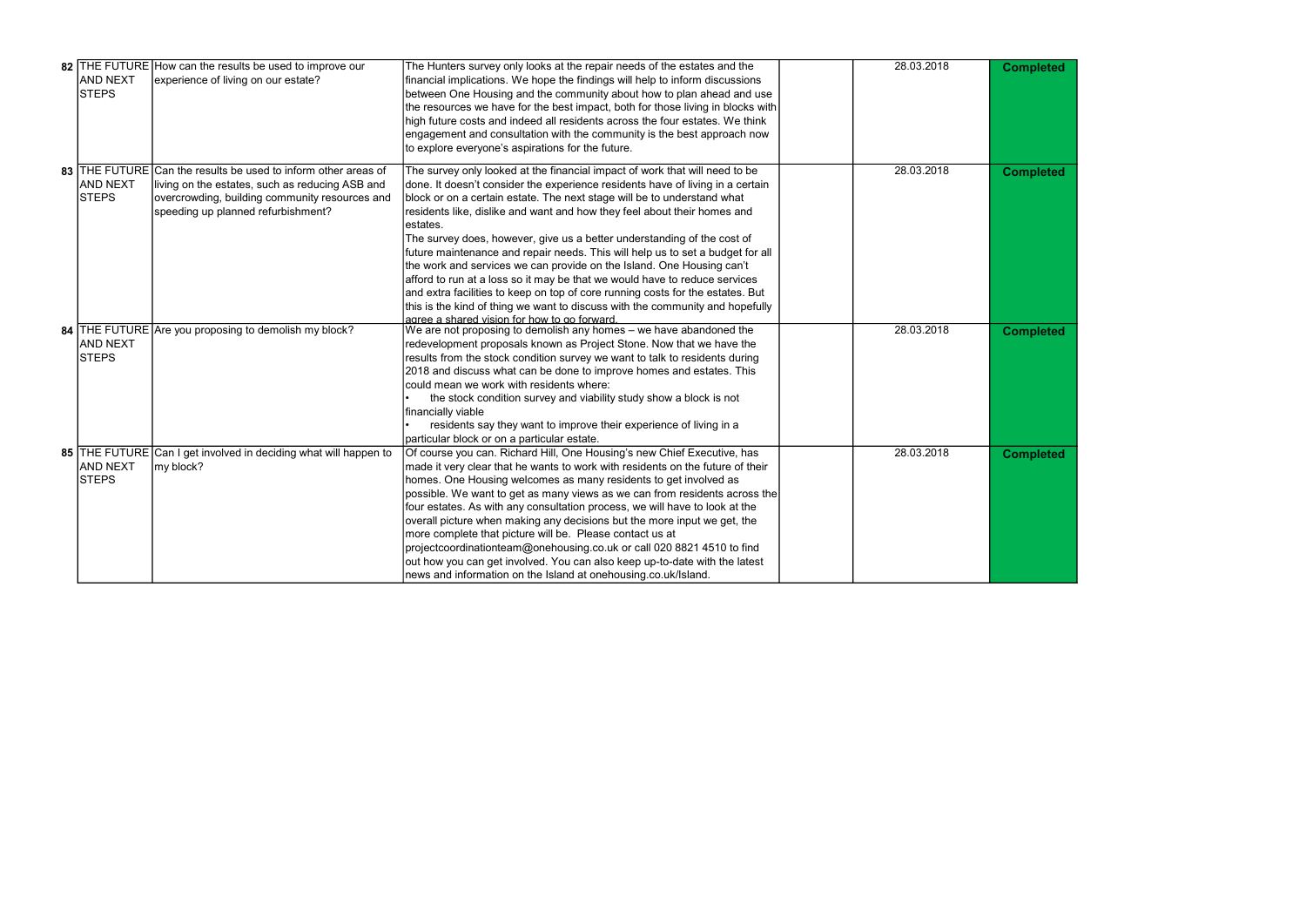| | | | | | | |
|---|---|---|---|---|---|---|
| 82 | THE FUTURE AND NEXT STEPS | How can the results be used to improve our experience of living on our estate? | The Hunters survey only looks at the repair needs of the estates and the financial implications. We hope the findings will help to inform discussions between One Housing and the community about how to plan ahead and use the resources we have for the best impact, both for those living in blocks with high future costs and indeed all residents across the four estates. We think engagement and consultation with the community is the best approach now to explore everyone's aspirations for the future. | | 28.03.2018 | Completed |
| 83 | THE FUTURE AND NEXT STEPS | Can the results be used to inform other areas of living on the estates, such as reducing ASB and overcrowding, building community resources and speeding up planned refurbishment? | The survey only looked at the financial impact of work that will need to be done. It doesn't consider the experience residents have of living in a certain block or on a certain estate. The next stage will be to understand what residents like, dislike and want and how they feel about their homes and estates.<br>The survey does, however, give us a better understanding of the cost of future maintenance and repair needs. This will help us to set a budget for all the work and services we can provide on the Island. One Housing can't afford to run at a loss so it may be that we would have to reduce services and extra facilities to keep on top of core running costs for the estates. But this is the kind of thing we want to discuss with the community and hopefully agree a shared vision for how to go forward. | | 28.03.2018 | Completed |
| 84 | THE FUTURE AND NEXT STEPS | Are you proposing to demolish my block? | We are not proposing to demolish any homes – we have abandoned the redevelopment proposals known as Project Stone. Now that we have the results from the stock condition survey we want to talk to residents during 2018 and discuss what can be done to improve homes and estates. This could mean we work with residents where:<br>• the stock condition survey and viability study show a block is not financially viable<br>• residents say they want to improve their experience of living in a particular block or on a particular estate. | | 28.03.2018 | Completed |
| 85 | THE FUTURE AND NEXT STEPS | Can I get involved in deciding what will happen to my block? | Of course you can. Richard Hill, One Housing's new Chief Executive, has made it very clear that he wants to work with residents on the future of their homes. One Housing welcomes as many residents to get involved as possible. We want to get as many views as we can from residents across the four estates. As with any consultation process, we will have to look at the overall picture when making any decisions but the more input we get, the more complete that picture will be. Please contact us at projectcoordinationteam@onehousing.co.uk or call 020 8821 4510 to find out how you can get involved. You can also keep up-to-date with the latest news and information on the Island at onehousing.co.uk/Island. | | 28.03.2018 | Completed |